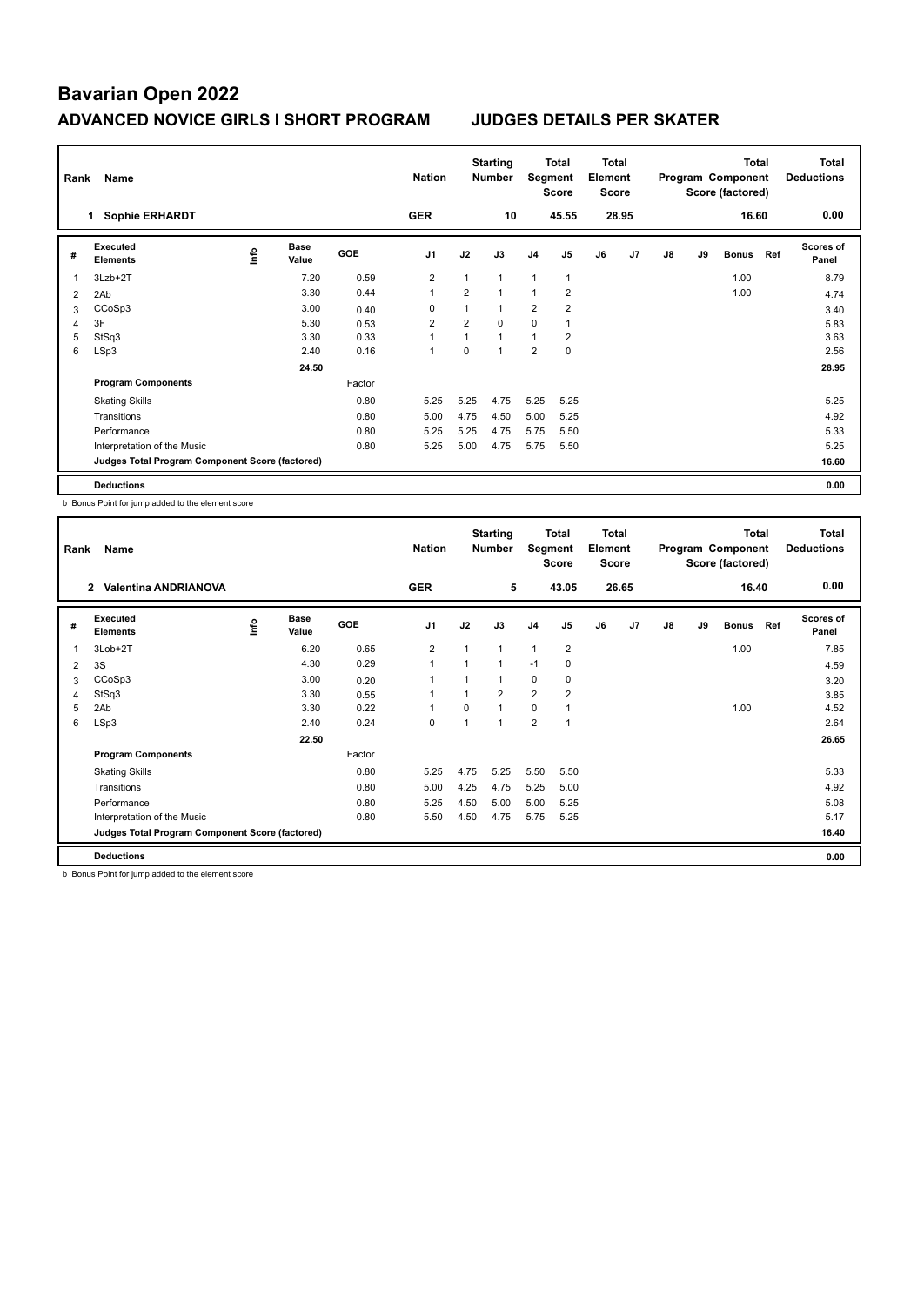# Bavarian Open 2022

## ADVANCED NOVICE GIRLS I SHORT PROGRAM — JUDGES DETAILS PER SKATER

| Rank | Name | Nation | Starting Number | Total Segment Score | Total Element Score | Total Program Component Score (factored) | Total Deductions |
|---|---|---|---|---|---|---|---|
| 1 | Sophie ERHARDT | GER | 10 | 45.55 | 28.95 | 16.60 | 0.00 |

| # | Executed Elements | Info | Base Value | GOE | J1 | J2 | J3 | J4 | J5 | J6 | J7 | J8 | J9 | Bonus | Ref | Scores of Panel |
|---|---|---|---|---|---|---|---|---|---|---|---|---|---|---|---|---|
| 1 | 3Lzb+2T | | 7.20 | 0.59 | 2 | 1 | 1 | 1 | 1 | | | | | 1.00 | | 8.79 |
| 2 | 2Ab | | 3.30 | 0.44 | 1 | 2 | 1 | 1 | 2 | | | | | 1.00 | | 4.74 |
| 3 | CCoSp3 | | 3.00 | 0.40 | 0 | 1 | 1 | 2 | 2 | | | | | | | 3.40 |
| 4 | 3F | | 5.30 | 0.53 | 2 | 2 | 0 | 0 | 1 | | | | | | | 5.83 |
| 5 | StSq3 | | 3.30 | 0.33 | 1 | 1 | 1 | 1 | 2 | | | | | | | 3.63 |
| 6 | LSp3 | | 2.40 | 0.16 | 1 | 0 | 1 | 2 | 0 | | | | | | | 2.56 |
| | | | 24.50 | | | | | | | | | | | | | 28.95 |

| Program Components | Factor | J1 | J2 | J3 | J4 | J5 | J6 | J7 | J8 | J9 | Scores of Panel |
|---|---|---|---|---|---|---|---|---|---|---|---|
| Skating Skills | 0.80 | 5.25 | 5.25 | 4.75 | 5.25 | 5.25 | | | | | 5.25 |
| Transitions | 0.80 | 5.00 | 4.75 | 4.50 | 5.00 | 5.25 | | | | | 4.92 |
| Performance | 0.80 | 5.25 | 5.25 | 4.75 | 5.75 | 5.50 | | | | | 5.33 |
| Interpretation of the Music | 0.80 | 5.25 | 5.00 | 4.75 | 5.75 | 5.50 | | | | | 5.25 |
| Judges Total Program Component Score (factored) | | | | | | | | | | | 16.60 |

**Deductions** 0.00

b Bonus Point for jump added to the element score

| Rank | Name | Nation | Starting Number | Total Segment Score | Total Element Score | Total Program Component Score (factored) | Total Deductions |
|---|---|---|---|---|---|---|---|
| 2 | Valentina ANDRIANOVA | GER | 5 | 43.05 | 26.65 | 16.40 | 0.00 |

| # | Executed Elements | Info | Base Value | GOE | J1 | J2 | J3 | J4 | J5 | J6 | J7 | J8 | J9 | Bonus | Ref | Scores of Panel |
|---|---|---|---|---|---|---|---|---|---|---|---|---|---|---|---|---|
| 1 | 3Lob+2T | | 6.20 | 0.65 | 2 | 1 | 1 | 1 | 2 | | | | | 1.00 | | 7.85 |
| 2 | 3S | | 4.30 | 0.29 | 1 | 1 | 1 | -1 | 0 | | | | | | | 4.59 |
| 3 | CCoSp3 | | 3.00 | 0.20 | 1 | 1 | 1 | 0 | 0 | | | | | | | 3.20 |
| 4 | StSq3 | | 3.30 | 0.55 | 1 | 1 | 2 | 2 | 2 | | | | | | | 3.85 |
| 5 | 2Ab | | 3.30 | 0.22 | 1 | 0 | 1 | 0 | 1 | | | | | 1.00 | | 4.52 |
| 6 | LSp3 | | 2.40 | 0.24 | 0 | 1 | 1 | 2 | 1 | | | | | | | 2.64 |
| | | | 22.50 | | | | | | | | | | | | | 26.65 |

| Program Components | Factor | J1 | J2 | J3 | J4 | J5 | J6 | J7 | J8 | J9 | Scores of Panel |
|---|---|---|---|---|---|---|---|---|---|---|---|
| Skating Skills | 0.80 | 5.25 | 4.75 | 5.25 | 5.50 | 5.50 | | | | | 5.33 |
| Transitions | 0.80 | 5.00 | 4.25 | 4.75 | 5.25 | 5.00 | | | | | 4.92 |
| Performance | 0.80 | 5.25 | 4.50 | 5.00 | 5.00 | 5.25 | | | | | 5.08 |
| Interpretation of the Music | 0.80 | 5.50 | 4.50 | 4.75 | 5.75 | 5.25 | | | | | 5.17 |
| Judges Total Program Component Score (factored) | | | | | | | | | | | 16.40 |

**Deductions** 0.00

b Bonus Point for jump added to the element score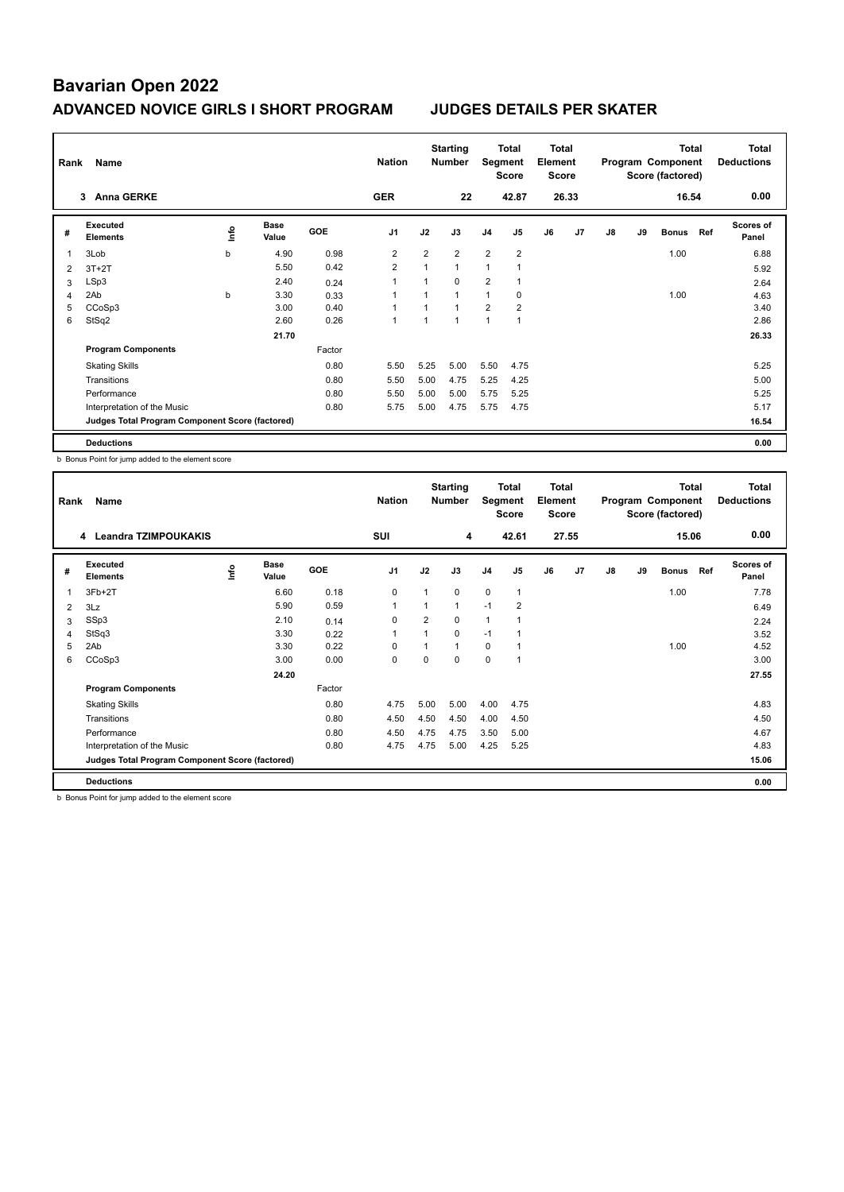# Bavarian Open 2022

## ADVANCED NOVICE GIRLS I SHORT PROGRAM — JUDGES DETAILS PER SKATER

| Rank | Name | Nation | Starting Number | Total Segment Score | Total Element Score | Total Program Component Score (factored) | Total Deductions |
|---|---|---|---|---|---|---|---|
| 3 | Anna GERKE | GER | 22 | 42.87 | 26.33 | 16.54 | 0.00 |

| # | Executed Elements | Info | Base Value | GOE | J1 | J2 | J3 | J4 | J5 | J6 | J7 | J8 | J9 | Bonus | Ref | Scores of Panel |
|---|---|---|---|---|---|---|---|---|---|---|---|---|---|---|---|---|
| 1 | 3Lob | b | 4.90 | 0.98 | 2 | 2 | 2 | 2 | 2 | | | | | 1.00 | | 6.88 |
| 2 | 3T+2T | | 5.50 | 0.42 | 2 | 1 | 1 | 1 | 1 | | | | | | | 5.92 |
| 3 | LSp3 | | 2.40 | 0.24 | 1 | 1 | 0 | 2 | 1 | | | | | | | 2.64 |
| 4 | 2Ab | b | 3.30 | 0.33 | 1 | 1 | 1 | 1 | 0 | | | | | 1.00 | | 4.63 |
| 5 | CCoSp3 | | 3.00 | 0.40 | 1 | 1 | 1 | 2 | 2 | | | | | | | 3.40 |
| 6 | StSq2 | | 2.60 | 0.26 | 1 | 1 | 1 | 1 | 1 | | | | | | | 2.86 |
| | | | 21.70 | | | | | | | | | | | | | 26.33 |
| | **Program Components** | | | Factor | | | | | | | | | | | | |
| | Skating Skills | | | 0.80 | 5.50 | 5.25 | 5.00 | 5.50 | 4.75 | | | | | | | 5.25 |
| | Transitions | | | 0.80 | 5.50 | 5.00 | 4.75 | 5.25 | 4.25 | | | | | | | 5.00 |
| | Performance | | | 0.80 | 5.50 | 5.00 | 5.00 | 5.75 | 5.25 | | | | | | | 5.25 |
| | Interpretation of the Music | | | 0.80 | 5.75 | 5.00 | 4.75 | 5.75 | 4.75 | | | | | | | 5.17 |
| | **Judges Total Program Component Score (factored)** | | | | | | | | | | | | | | | 16.54 |
| | **Deductions** | | | | | | | | | | | | | | | 0.00 |

b Bonus Point for jump added to the element score

| Rank | Name | Nation | Starting Number | Total Segment Score | Total Element Score | Total Program Component Score (factored) | Total Deductions |
|---|---|---|---|---|---|---|---|
| 4 | Leandra TZIMPOUKAKIS | SUI | 4 | 42.61 | 27.55 | 15.06 | 0.00 |

| # | Executed Elements | Info | Base Value | GOE | J1 | J2 | J3 | J4 | J5 | J6 | J7 | J8 | J9 | Bonus | Ref | Scores of Panel |
|---|---|---|---|---|---|---|---|---|---|---|---|---|---|---|---|---|
| 1 | 3Fb+2T | | 6.60 | 0.18 | 0 | 1 | 0 | 0 | 1 | | | | | 1.00 | | 7.78 |
| 2 | 3Lz | | 5.90 | 0.59 | 1 | 1 | 1 | -1 | 2 | | | | | | | 6.49 |
| 3 | SSp3 | | 2.10 | 0.14 | 0 | 2 | 0 | 1 | 1 | | | | | | | 2.24 |
| 4 | StSq3 | | 3.30 | 0.22 | 1 | 1 | 0 | -1 | 1 | | | | | | | 3.52 |
| 5 | 2Ab | | 3.30 | 0.22 | 0 | 1 | 1 | 0 | 1 | | | | | 1.00 | | 4.52 |
| 6 | CCoSp3 | | 3.00 | 0.00 | 0 | 0 | 0 | 0 | 1 | | | | | | | 3.00 |
| | | | 24.20 | | | | | | | | | | | | | 27.55 |
| | **Program Components** | | | Factor | | | | | | | | | | | | |
| | Skating Skills | | | 0.80 | 4.75 | 5.00 | 5.00 | 4.00 | 4.75 | | | | | | | 4.83 |
| | Transitions | | | 0.80 | 4.50 | 4.50 | 4.50 | 4.00 | 4.50 | | | | | | | 4.50 |
| | Performance | | | 0.80 | 4.50 | 4.75 | 4.75 | 3.50 | 5.00 | | | | | | | 4.67 |
| | Interpretation of the Music | | | 0.80 | 4.75 | 4.75 | 5.00 | 4.25 | 5.25 | | | | | | | 4.83 |
| | **Judges Total Program Component Score (factored)** | | | | | | | | | | | | | | | 15.06 |
| | **Deductions** | | | | | | | | | | | | | | | 0.00 |

b Bonus Point for jump added to the element score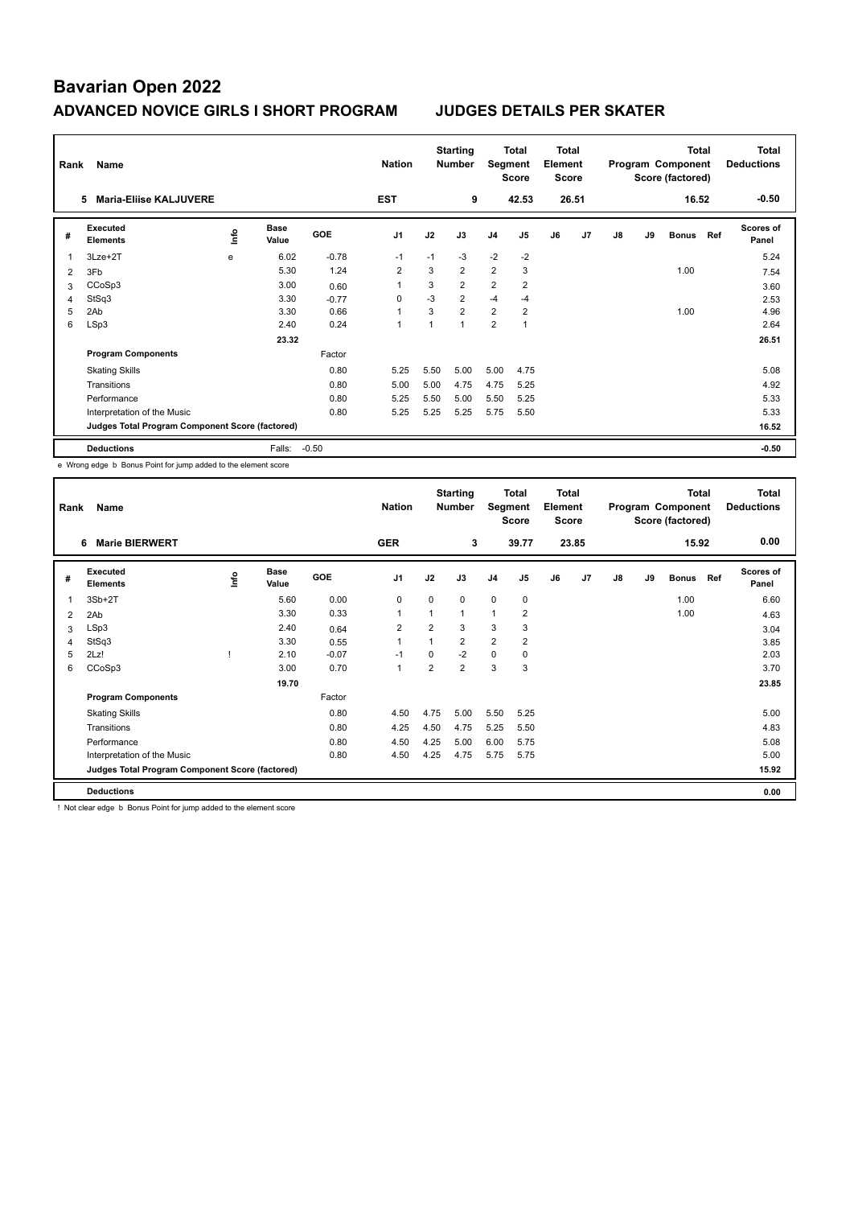# Bavarian Open 2022

## ADVANCED NOVICE GIRLS I SHORT PROGRAM　　JUDGES DETAILS PER SKATER

| Rank | Name | Nation | Starting Number | Total Segment Score | Total Element Score | Total Program Component Score (factored) | Total Deductions |
|---|---|---|---|---|---|---|---|
| 5 | Maria-Eliise KALJUVERE | EST | 9 | 42.53 | 26.51 | 16.52 | -0.50 |

| # | Executed Elements | Info | Base Value | GOE | J1 | J2 | J3 | J4 | J5 | J6 | J7 | J8 | J9 | Bonus | Ref | Scores of Panel |
|---|---|---|---|---|---|---|---|---|---|---|---|---|---|---|---|---|
| 1 | 3Lze+2T | e | 6.02 | -0.78 | -1 | -1 | -3 | -2 | -2 | | | | | | | 5.24 |
| 2 | 3Fb | | 5.30 | 1.24 | 2 | 3 | 2 | 2 | 3 | | | | | 1.00 | | 7.54 |
| 3 | CCoSp3 | | 3.00 | 0.60 | 1 | 3 | 2 | 2 | 2 | | | | | | | 3.60 |
| 4 | StSq3 | | 3.30 | -0.77 | 0 | -3 | 2 | -4 | -4 | | | | | | | 2.53 |
| 5 | 2Ab | | 3.30 | 0.66 | 1 | 3 | 2 | 2 | 2 | | | | | 1.00 | | 4.96 |
| 6 | LSp3 | | 2.40 | 0.24 | 1 | 1 | 1 | 2 | 1 | | | | | | | 2.64 |
| | | | 23.32 | | | | | | | | | | | | | 26.51 |
| | **Program Components** | | | Factor | | | | | | | | | | | | |
| | Skating Skills | | | 0.80 | 5.25 | 5.50 | 5.00 | 5.00 | 4.75 | | | | | | | 5.08 |
| | Transitions | | | 0.80 | 5.00 | 5.00 | 4.75 | 4.75 | 5.25 | | | | | | | 4.92 |
| | Performance | | | 0.80 | 5.25 | 5.50 | 5.00 | 5.50 | 5.25 | | | | | | | 5.33 |
| | Interpretation of the Music | | | 0.80 | 5.25 | 5.25 | 5.25 | 5.75 | 5.50 | | | | | | | 5.33 |
| | **Judges Total Program Component Score (factored)** | | | | | | | | | | | | | | | 16.52 |
| | **Deductions** | | Falls: | -0.50 | | | | | | | | | | | | -0.50 |

e Wrong edge b Bonus Point for jump added to the element score

| Rank | Name | Nation | Starting Number | Total Segment Score | Total Element Score | Total Program Component Score (factored) | Total Deductions |
|---|---|---|---|---|---|---|---|
| 6 | Marie BIERWERT | GER | 3 | 39.77 | 23.85 | 15.92 | 0.00 |

| # | Executed Elements | Info | Base Value | GOE | J1 | J2 | J3 | J4 | J5 | J6 | J7 | J8 | J9 | Bonus | Ref | Scores of Panel |
|---|---|---|---|---|---|---|---|---|---|---|---|---|---|---|---|---|
| 1 | 3Sb+2T | | 5.60 | 0.00 | 0 | 0 | 0 | 0 | 0 | | | | | 1.00 | | 6.60 |
| 2 | 2Ab | | 3.30 | 0.33 | 1 | 1 | 1 | 1 | 2 | | | | | 1.00 | | 4.63 |
| 3 | LSp3 | | 2.40 | 0.64 | 2 | 2 | 3 | 3 | 3 | | | | | | | 3.04 |
| 4 | StSq3 | | 3.30 | 0.55 | 1 | 1 | 2 | 2 | 2 | | | | | | | 3.85 |
| 5 | 2Lz! | ! | 2.10 | -0.07 | -1 | 0 | -2 | 0 | 0 | | | | | | | 2.03 |
| 6 | CCoSp3 | | 3.00 | 0.70 | 1 | 2 | 2 | 3 | 3 | | | | | | | 3.70 |
| | | | 19.70 | | | | | | | | | | | | | 23.85 |
| | **Program Components** | | | Factor | | | | | | | | | | | | |
| | Skating Skills | | | 0.80 | 4.50 | 4.75 | 5.00 | 5.50 | 5.25 | | | | | | | 5.00 |
| | Transitions | | | 0.80 | 4.25 | 4.50 | 4.75 | 5.25 | 5.50 | | | | | | | 4.83 |
| | Performance | | | 0.80 | 4.50 | 4.25 | 5.00 | 6.00 | 5.75 | | | | | | | 5.08 |
| | Interpretation of the Music | | | 0.80 | 4.50 | 4.25 | 4.75 | 5.75 | 5.75 | | | | | | | 5.00 |
| | **Judges Total Program Component Score (factored)** | | | | | | | | | | | | | | | 15.92 |
| | **Deductions** | | | | | | | | | | | | | | | 0.00 |

! Not clear edge b Bonus Point for jump added to the element score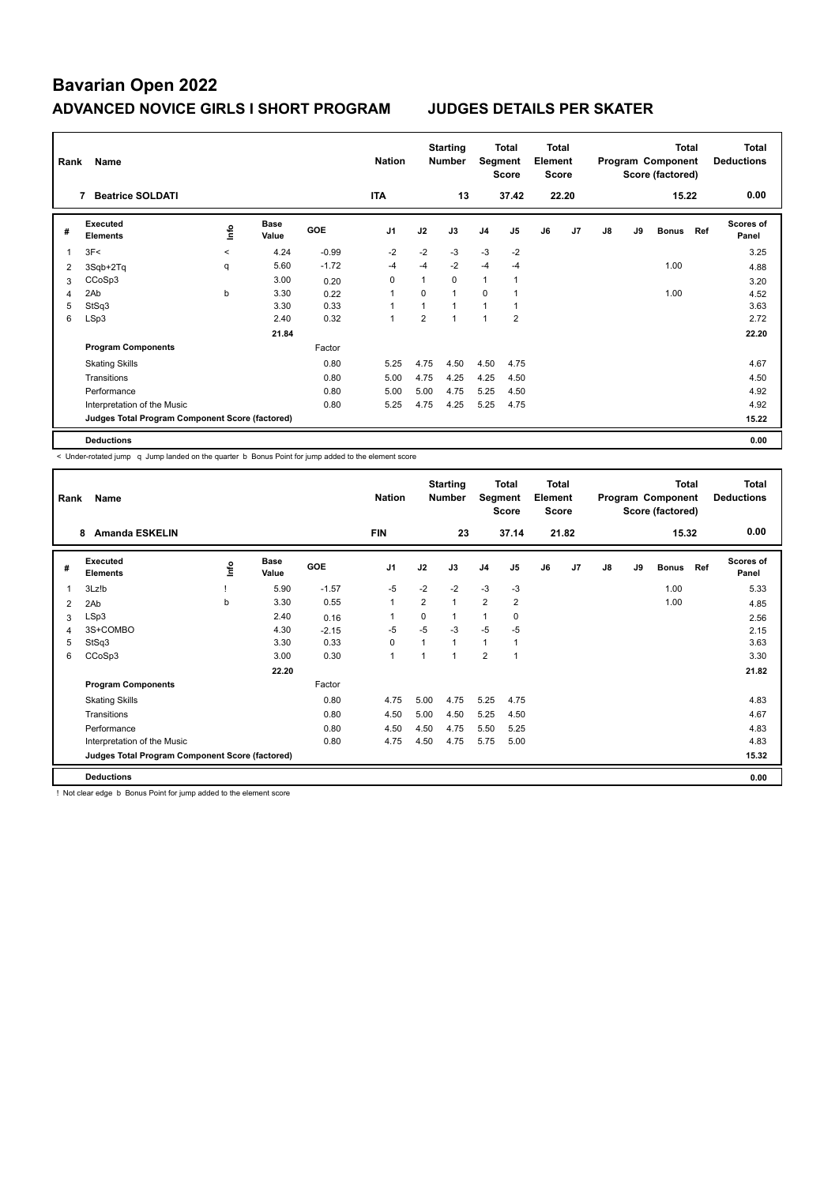# Bavarian Open 2022

## ADVANCED NOVICE GIRLS I SHORT PROGRAM

## JUDGES DETAILS PER SKATER

| Rank | Name | Nation | Starting Number | Total Segment Score | Total Element Score | Total Program Component Score (factored) | Total Deductions |
|---|---|---|---|---|---|---|---|
| 7 | Beatrice SOLDATI | ITA | 13 | 37.42 | 22.20 | 15.22 | 0.00 |

| # | Executed Elements | Info | Base Value | GOE | J1 | J2 | J3 | J4 | J5 | J6 | J7 | J8 | J9 | Bonus | Ref | Scores of Panel |
|---|---|---|---|---|---|---|---|---|---|---|---|---|---|---|---|---|
| 1 | 3F< | < | 4.24 | -0.99 | -2 | -2 | -3 | -3 | -2 | | | | | | | 3.25 |
| 2 | 3Sqb+2Tq | q | 5.60 | -1.72 | -4 | -4 | -2 | -4 | -4 | | | | | 1.00 | | 4.88 |
| 3 | CCoSp3 | | 3.00 | 0.20 | 0 | 1 | 0 | 1 | 1 | | | | | | | 3.20 |
| 4 | 2Ab | b | 3.30 | 0.22 | 1 | 0 | 1 | 0 | 1 | | | | | 1.00 | | 4.52 |
| 5 | StSq3 | | 3.30 | 0.33 | 1 | 1 | 1 | 1 | 1 | | | | | | | 3.63 |
| 6 | LSp3 | | 2.40 | 0.32 | 1 | 2 | 1 | 1 | 2 | | | | | | | 2.72 |
| | | | 21.84 | | | | | | | | | | | | | 22.20 |
| | **Program Components** | | | Factor | | | | | | | | | | | | |
| | Skating Skills | | | 0.80 | 5.25 | 4.75 | 4.50 | 4.50 | 4.75 | | | | | | | 4.67 |
| | Transitions | | | 0.80 | 5.00 | 4.75 | 4.25 | 4.25 | 4.50 | | | | | | | 4.50 |
| | Performance | | | 0.80 | 5.00 | 5.00 | 4.75 | 5.25 | 4.50 | | | | | | | 4.92 |
| | Interpretation of the Music | | | 0.80 | 5.25 | 4.75 | 4.25 | 5.25 | 4.75 | | | | | | | 4.92 |
| | **Judges Total Program Component Score (factored)** | | | | | | | | | | | | | | | 15.22 |
| | **Deductions** | | | | | | | | | | | | | | | 0.00 |

< Under-rotated jump q Jump landed on the quarter b Bonus Point for jump added to the element score

| Rank | Name | Nation | Starting Number | Total Segment Score | Total Element Score | Total Program Component Score (factored) | Total Deductions |
|---|---|---|---|---|---|---|---|
| 8 | Amanda ESKELIN | FIN | 23 | 37.14 | 21.82 | 15.32 | 0.00 |

| # | Executed Elements | Info | Base Value | GOE | J1 | J2 | J3 | J4 | J5 | J6 | J7 | J8 | J9 | Bonus | Ref | Scores of Panel |
|---|---|---|---|---|---|---|---|---|---|---|---|---|---|---|---|---|
| 1 | 3Lz!b | ! | 5.90 | -1.57 | -5 | -2 | -2 | -3 | -3 | | | | | 1.00 | | 5.33 |
| 2 | 2Ab | b | 3.30 | 0.55 | 1 | 2 | 1 | 2 | 2 | | | | | 1.00 | | 4.85 |
| 3 | LSp3 | | 2.40 | 0.16 | 1 | 0 | 1 | 1 | 0 | | | | | | | 2.56 |
| 4 | 3S+COMBO | | 4.30 | -2.15 | -5 | -5 | -3 | -5 | -5 | | | | | | | 2.15 |
| 5 | StSq3 | | 3.30 | 0.33 | 0 | 1 | 1 | 1 | 1 | | | | | | | 3.63 |
| 6 | CCoSp3 | | 3.00 | 0.30 | 1 | 1 | 1 | 2 | 1 | | | | | | | 3.30 |
| | | | 22.20 | | | | | | | | | | | | | 21.82 |
| | **Program Components** | | | Factor | | | | | | | | | | | | |
| | Skating Skills | | | 0.80 | 4.75 | 5.00 | 4.75 | 5.25 | 4.75 | | | | | | | 4.83 |
| | Transitions | | | 0.80 | 4.50 | 5.00 | 4.50 | 5.25 | 4.50 | | | | | | | 4.67 |
| | Performance | | | 0.80 | 4.50 | 4.50 | 4.75 | 5.50 | 5.25 | | | | | | | 4.83 |
| | Interpretation of the Music | | | 0.80 | 4.75 | 4.50 | 4.75 | 5.75 | 5.00 | | | | | | | 4.83 |
| | **Judges Total Program Component Score (factored)** | | | | | | | | | | | | | | | 15.32 |
| | **Deductions** | | | | | | | | | | | | | | | 0.00 |

! Not clear edge b Bonus Point for jump added to the element score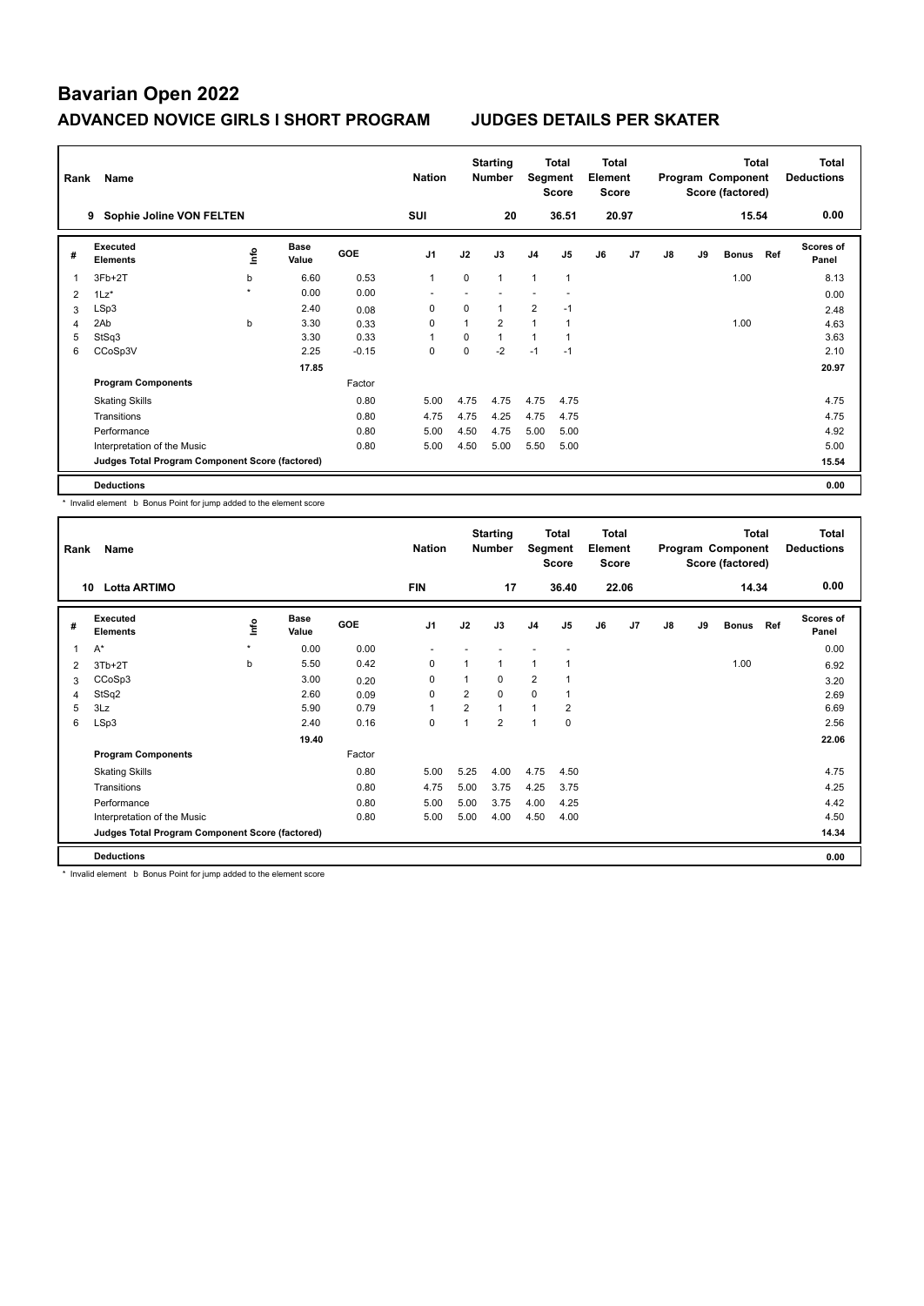# Bavarian Open 2022

## ADVANCED NOVICE GIRLS I SHORT PROGRAM — JUDGES DETAILS PER SKATER

| Rank | Name | Nation | Starting Number | Total Segment Score | Total Element Score | Total Program Component Score (factored) | Total Deductions |
|---|---|---|---|---|---|---|---|
| 9 | Sophie Joline VON FELTEN | SUI | 20 | 36.51 | 20.97 | 15.54 | 0.00 |

| # | Executed Elements | Info | Base Value | GOE | J1 | J2 | J3 | J4 | J5 | J6 | J7 | J8 | J9 | Bonus | Ref | Scores of Panel |
|---|---|---|---|---|---|---|---|---|---|---|---|---|---|---|---|---|
| 1 | 3Fb+2T | b | 6.60 | 0.53 | 1 | 0 | 1 | 1 | 1 | | | | | 1.00 | | 8.13 |
| 2 | 1Lz* | * | 0.00 | 0.00 | - | - | - | - | - | | | | | | | 0.00 |
| 3 | LSp3 | | 2.40 | 0.08 | 0 | 0 | 1 | 2 | -1 | | | | | | | 2.48 |
| 4 | 2Ab | b | 3.30 | 0.33 | 0 | 1 | 2 | 1 | 1 | | | | | 1.00 | | 4.63 |
| 5 | StSq3 | | 3.30 | 0.33 | 1 | 0 | 1 | 1 | 1 | | | | | | | 3.63 |
| 6 | CCoSp3V | | 2.25 | -0.15 | 0 | 0 | -2 | -1 | -1 | | | | | | | 2.10 |
| | | | 17.85 | | | | | | | | | | | | | 20.97 |
| | **Program Components** | | | Factor | | | | | | | | | | | | |
| | Skating Skills | | | 0.80 | 5.00 | 4.75 | 4.75 | 4.75 | 4.75 | | | | | | | 4.75 |
| | Transitions | | | 0.80 | 4.75 | 4.75 | 4.25 | 4.75 | 4.75 | | | | | | | 4.75 |
| | Performance | | | 0.80 | 5.00 | 4.50 | 4.75 | 5.00 | 5.00 | | | | | | | 4.92 |
| | Interpretation of the Music | | | 0.80 | 5.00 | 4.50 | 5.00 | 5.50 | 5.00 | | | | | | | 5.00 |
| | **Judges Total Program Component Score (factored)** | | | | | | | | | | | | | | | 15.54 |
| | **Deductions** | | | | | | | | | | | | | | | 0.00 |

\* Invalid element b Bonus Point for jump added to the element score

| Rank | Name | Nation | Starting Number | Total Segment Score | Total Element Score | Total Program Component Score (factored) | Total Deductions |
|---|---|---|---|---|---|---|---|
| 10 | Lotta ARTIMO | FIN | 17 | 36.40 | 22.06 | 14.34 | 0.00 |

| # | Executed Elements | Info | Base Value | GOE | J1 | J2 | J3 | J4 | J5 | J6 | J7 | J8 | J9 | Bonus | Ref | Scores of Panel |
|---|---|---|---|---|---|---|---|---|---|---|---|---|---|---|---|---|
| 1 | A* | * | 0.00 | 0.00 | - | - | - | - | - | | | | | | | 0.00 |
| 2 | 3Tb+2T | b | 5.50 | 0.42 | 0 | 1 | 1 | 1 | 1 | | | | | 1.00 | | 6.92 |
| 3 | CCoSp3 | | 3.00 | 0.20 | 0 | 1 | 0 | 2 | 1 | | | | | | | 3.20 |
| 4 | StSq2 | | 2.60 | 0.09 | 0 | 2 | 0 | 0 | 1 | | | | | | | 2.69 |
| 5 | 3Lz | | 5.90 | 0.79 | 1 | 2 | 1 | 1 | 2 | | | | | | | 6.69 |
| 6 | LSp3 | | 2.40 | 0.16 | 0 | 1 | 2 | 1 | 0 | | | | | | | 2.56 |
| | | | 19.40 | | | | | | | | | | | | | 22.06 |
| | **Program Components** | | | Factor | | | | | | | | | | | | |
| | Skating Skills | | | 0.80 | 5.00 | 5.25 | 4.00 | 4.75 | 4.50 | | | | | | | 4.75 |
| | Transitions | | | 0.80 | 4.75 | 5.00 | 3.75 | 4.25 | 3.75 | | | | | | | 4.25 |
| | Performance | | | 0.80 | 5.00 | 5.00 | 3.75 | 4.00 | 4.25 | | | | | | | 4.42 |
| | Interpretation of the Music | | | 0.80 | 5.00 | 5.00 | 4.00 | 4.50 | 4.00 | | | | | | | 4.50 |
| | **Judges Total Program Component Score (factored)** | | | | | | | | | | | | | | | 14.34 |
| | **Deductions** | | | | | | | | | | | | | | | 0.00 |

\* Invalid element b Bonus Point for jump added to the element score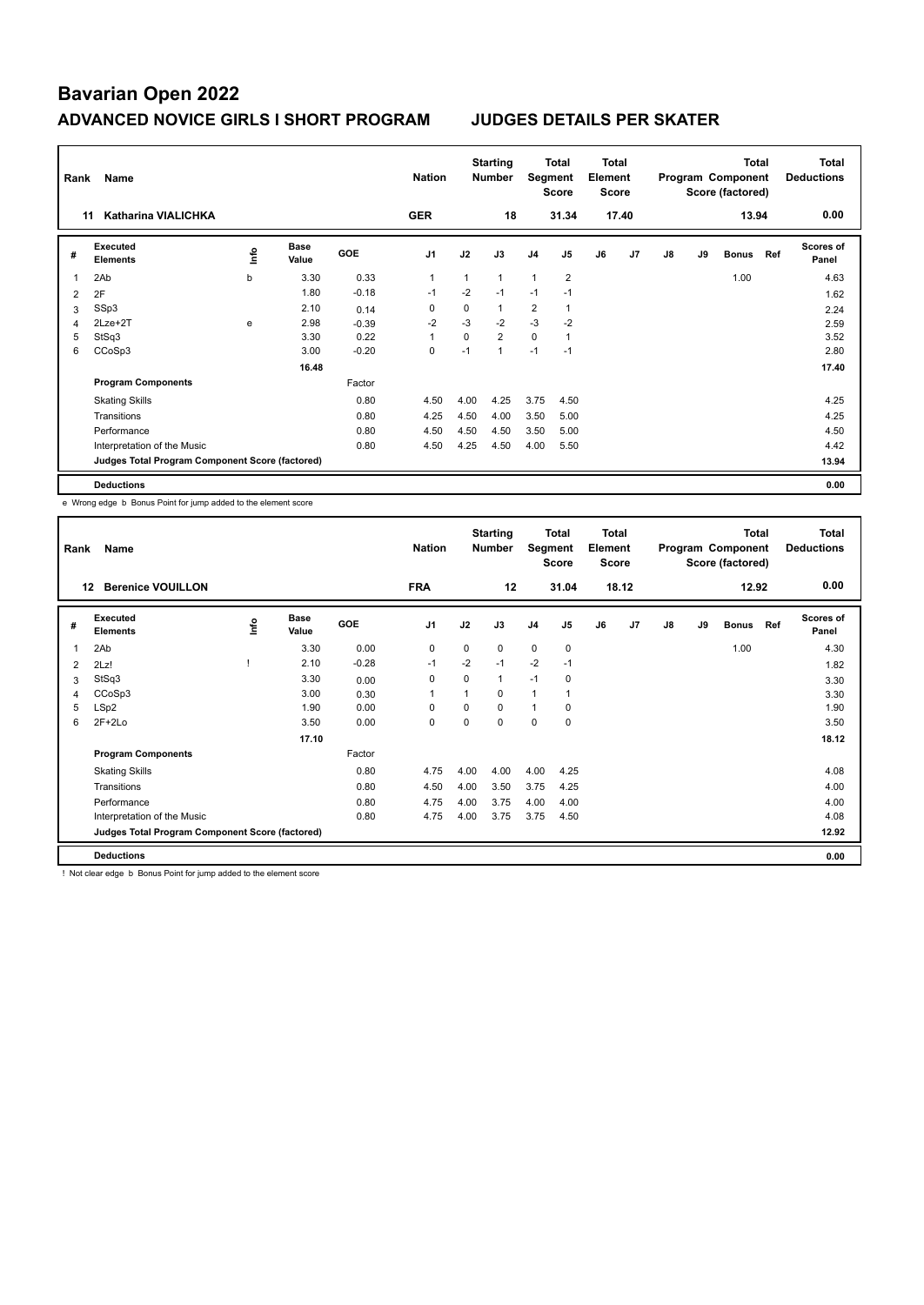# Bavarian Open 2022

## ADVANCED NOVICE GIRLS I SHORT PROGRAM — JUDGES DETAILS PER SKATER

| Rank | Name | Nation | Starting Number | Total Segment Score | Total Element Score | Total Program Component Score (factored) | Total Deductions |
|---|---|---|---|---|---|---|---|
| 11 | Katharina VIALICHKA | GER | 18 | 31.34 | 17.40 | 13.94 | 0.00 |

| # | Executed Elements | Info | Base Value | GOE | J1 | J2 | J3 | J4 | J5 | J6 | J7 | J8 | J9 | Bonus | Ref | Scores of Panel |
|---|---|---|---|---|---|---|---|---|---|---|---|---|---|---|---|---|
| 1 | 2Ab | b | 3.30 | 0.33 | 1 | 1 | 1 | 1 | 2 | | | | | 1.00 | | 4.63 |
| 2 | 2F | | 1.80 | -0.18 | -1 | -2 | -1 | -1 | -1 | | | | | | | 1.62 |
| 3 | SSp3 | | 2.10 | 0.14 | 0 | 0 | 1 | 2 | 1 | | | | | | | 2.24 |
| 4 | 2Lze+2T | e | 2.98 | -0.39 | -2 | -3 | -2 | -3 | -2 | | | | | | | 2.59 |
| 5 | StSq3 | | 3.30 | 0.22 | 1 | 0 | 2 | 0 | 1 | | | | | | | 3.52 |
| 6 | CCoSp3 | | 3.00 | -0.20 | 0 | -1 | 1 | -1 | -1 | | | | | | | 2.80 |
| | | | 16.48 | | | | | | | | | | | | | 17.40 |
| | **Program Components** | | | Factor | | | | | | | | | | | | |
| | Skating Skills | | | 0.80 | 4.50 | 4.00 | 4.25 | 3.75 | 4.50 | | | | | | | 4.25 |
| | Transitions | | | 0.80 | 4.25 | 4.50 | 4.00 | 3.50 | 5.00 | | | | | | | 4.25 |
| | Performance | | | 0.80 | 4.50 | 4.50 | 4.50 | 3.50 | 5.00 | | | | | | | 4.50 |
| | Interpretation of the Music | | | 0.80 | 4.50 | 4.25 | 4.50 | 4.00 | 5.50 | | | | | | | 4.42 |
| | **Judges Total Program Component Score (factored)** | | | | | | | | | | | | | | | 13.94 |
| | **Deductions** | | | | | | | | | | | | | | | 0.00 |

e Wrong edge b Bonus Point for jump added to the element score

| Rank | Name | Nation | Starting Number | Total Segment Score | Total Element Score | Total Program Component Score (factored) | Total Deductions |
|---|---|---|---|---|---|---|---|
| 12 | Berenice VOUILLON | FRA | 12 | 31.04 | 18.12 | 12.92 | 0.00 |

| # | Executed Elements | Info | Base Value | GOE | J1 | J2 | J3 | J4 | J5 | J6 | J7 | J8 | J9 | Bonus | Ref | Scores of Panel |
|---|---|---|---|---|---|---|---|---|---|---|---|---|---|---|---|---|
| 1 | 2Ab | | 3.30 | 0.00 | 0 | 0 | 0 | 0 | 0 | | | | | 1.00 | | 4.30 |
| 2 | 2Lz! | ! | 2.10 | -0.28 | -1 | -2 | -1 | -2 | -1 | | | | | | | 1.82 |
| 3 | StSq3 | | 3.30 | 0.00 | 0 | 0 | 1 | -1 | 0 | | | | | | | 3.30 |
| 4 | CCoSp3 | | 3.00 | 0.30 | 1 | 1 | 0 | 1 | 1 | | | | | | | 3.30 |
| 5 | LSp2 | | 1.90 | 0.00 | 0 | 0 | 0 | 1 | 0 | | | | | | | 1.90 |
| 6 | 2F+2Lo | | 3.50 | 0.00 | 0 | 0 | 0 | 0 | 0 | | | | | | | 3.50 |
| | | | 17.10 | | | | | | | | | | | | | 18.12 |
| | **Program Components** | | | Factor | | | | | | | | | | | | |
| | Skating Skills | | | 0.80 | 4.75 | 4.00 | 4.00 | 4.00 | 4.25 | | | | | | | 4.08 |
| | Transitions | | | 0.80 | 4.50 | 4.00 | 3.50 | 3.75 | 4.25 | | | | | | | 4.00 |
| | Performance | | | 0.80 | 4.75 | 4.00 | 3.75 | 4.00 | 4.00 | | | | | | | 4.00 |
| | Interpretation of the Music | | | 0.80 | 4.75 | 4.00 | 3.75 | 3.75 | 4.50 | | | | | | | 4.08 |
| | **Judges Total Program Component Score (factored)** | | | | | | | | | | | | | | | 12.92 |
| | **Deductions** | | | | | | | | | | | | | | | 0.00 |

! Not clear edge b Bonus Point for jump added to the element score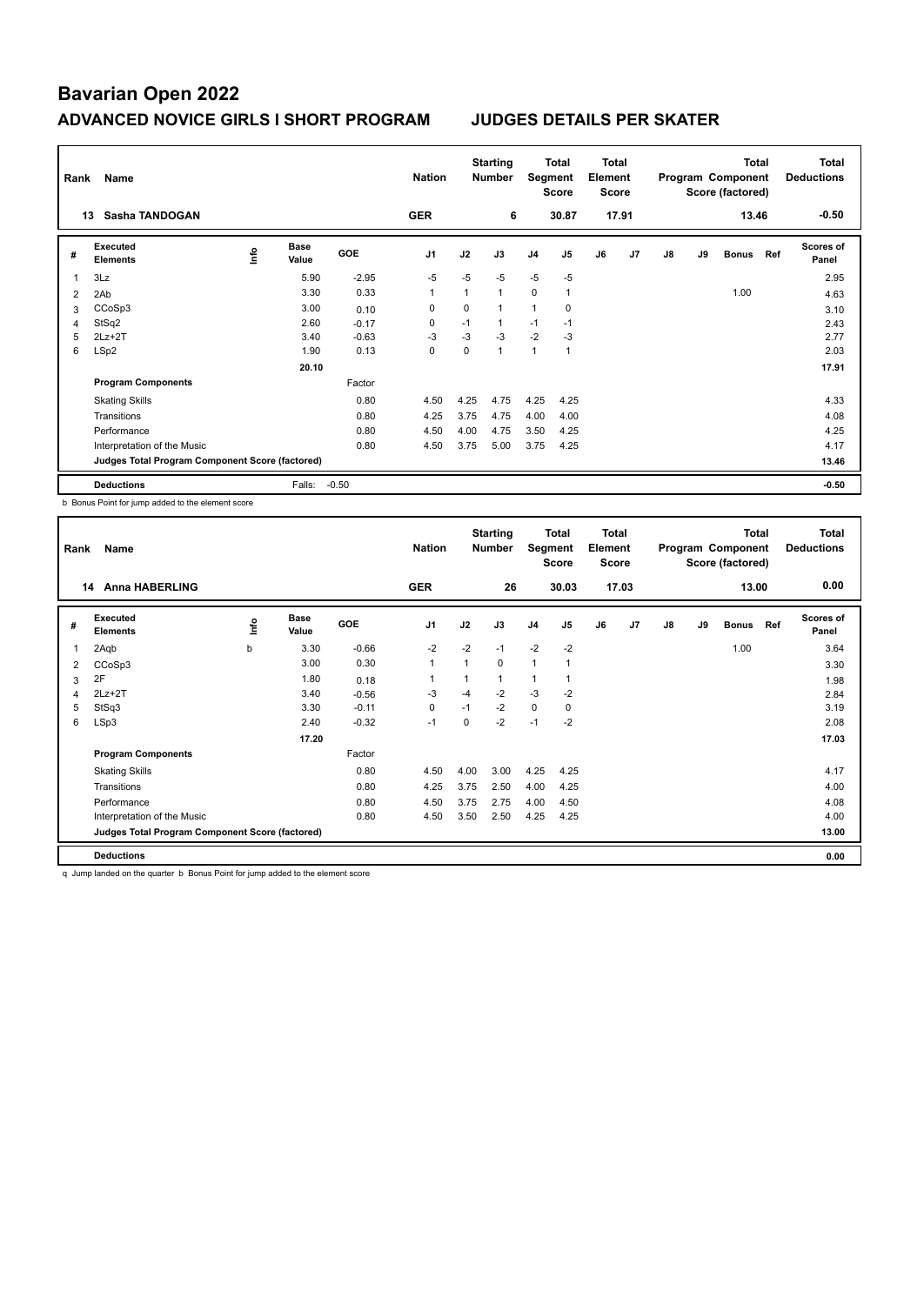# Bavarian Open 2022

## ADVANCED NOVICE GIRLS I SHORT PROGRAM JUDGES DETAILS PER SKATER

| Rank | Name | Nation | Starting Number | Total Segment Score | Total Element Score | Total Program Component Score (factored) | Total Deductions |
|---|---|---|---|---|---|---|---|
| 13 | Sasha TANDOGAN | GER | 6 | 30.87 | 17.91 | 13.46 | -0.50 |

| # | Executed Elements | Info | Base Value | GOE | J1 | J2 | J3 | J4 | J5 | J6 | J7 | J8 | J9 | Bonus | Ref | Scores of Panel |
|---|---|---|---|---|---|---|---|---|---|---|---|---|---|---|---|---|
| 1 | 3Lz | | 5.90 | -2.95 | -5 | -5 | -5 | -5 | -5 | | | | | | | 2.95 |
| 2 | 2Ab | | 3.30 | 0.33 | 1 | 1 | 1 | 0 | 1 | | | | | 1.00 | | 4.63 |
| 3 | CCoSp3 | | 3.00 | 0.10 | 0 | 0 | 1 | 1 | 0 | | | | | | | 3.10 |
| 4 | StSq2 | | 2.60 | -0.17 | 0 | -1 | 1 | -1 | -1 | | | | | | | 2.43 |
| 5 | 2Lz+2T | | 3.40 | -0.63 | -3 | -3 | -3 | -2 | -3 | | | | | | | 2.77 |
| 6 | LSp2 | | 1.90 | 0.13 | 0 | 0 | 1 | 1 | 1 | | | | | | | 2.03 |
| | | | 20.10 | | | | | | | | | | | | | 17.91 |
| | **Program Components** | | | Factor | | | | | | | | | | | | |
| | Skating Skills | | | 0.80 | 4.50 | 4.25 | 4.75 | 4.25 | 4.25 | | | | | | | 4.33 |
| | Transitions | | | 0.80 | 4.25 | 3.75 | 4.75 | 4.00 | 4.00 | | | | | | | 4.08 |
| | Performance | | | 0.80 | 4.50 | 4.00 | 4.75 | 3.50 | 4.25 | | | | | | | 4.25 |
| | Interpretation of the Music | | | 0.80 | 4.50 | 3.75 | 5.00 | 3.75 | 4.25 | | | | | | | 4.17 |
| | **Judges Total Program Component Score (factored)** | | | | | | | | | | | | | | | 13.46 |
| | **Deductions** | | Falls: | -0.50 | | | | | | | | | | | | -0.50 |

b Bonus Point for jump added to the element score

| Rank | Name | Nation | Starting Number | Total Segment Score | Total Element Score | Total Program Component Score (factored) | Total Deductions |
|---|---|---|---|---|---|---|---|
| 14 | Anna HABERLING | GER | 26 | 30.03 | 17.03 | 13.00 | 0.00 |

| # | Executed Elements | Info | Base Value | GOE | J1 | J2 | J3 | J4 | J5 | J6 | J7 | J8 | J9 | Bonus | Ref | Scores of Panel |
|---|---|---|---|---|---|---|---|---|---|---|---|---|---|---|---|---|
| 1 | 2Aqb | b | 3.30 | -0.66 | -2 | -2 | -1 | -2 | -2 | | | | | 1.00 | | 3.64 |
| 2 | CCoSp3 | | 3.00 | 0.30 | 1 | 1 | 0 | 1 | 1 | | | | | | | 3.30 |
| 3 | 2F | | 1.80 | 0.18 | 1 | 1 | 1 | 1 | 1 | | | | | | | 1.98 |
| 4 | 2Lz+2T | | 3.40 | -0.56 | -3 | -4 | -2 | -3 | -2 | | | | | | | 2.84 |
| 5 | StSq3 | | 3.30 | -0.11 | 0 | -1 | -2 | 0 | 0 | | | | | | | 3.19 |
| 6 | LSp3 | | 2.40 | -0.32 | -1 | 0 | -2 | -1 | -2 | | | | | | | 2.08 |
| | | | 17.20 | | | | | | | | | | | | | 17.03 |
| | **Program Components** | | | Factor | | | | | | | | | | | | |
| | Skating Skills | | | 0.80 | 4.50 | 4.00 | 3.00 | 4.25 | 4.25 | | | | | | | 4.17 |
| | Transitions | | | 0.80 | 4.25 | 3.75 | 2.50 | 4.00 | 4.25 | | | | | | | 4.00 |
| | Performance | | | 0.80 | 4.50 | 3.75 | 2.75 | 4.00 | 4.50 | | | | | | | 4.08 |
| | Interpretation of the Music | | | 0.80 | 4.50 | 3.50 | 2.50 | 4.25 | 4.25 | | | | | | | 4.00 |
| | **Judges Total Program Component Score (factored)** | | | | | | | | | | | | | | | 13.00 |
| | **Deductions** | | | | | | | | | | | | | | | 0.00 |

q Jump landed on the quarter b Bonus Point for jump added to the element score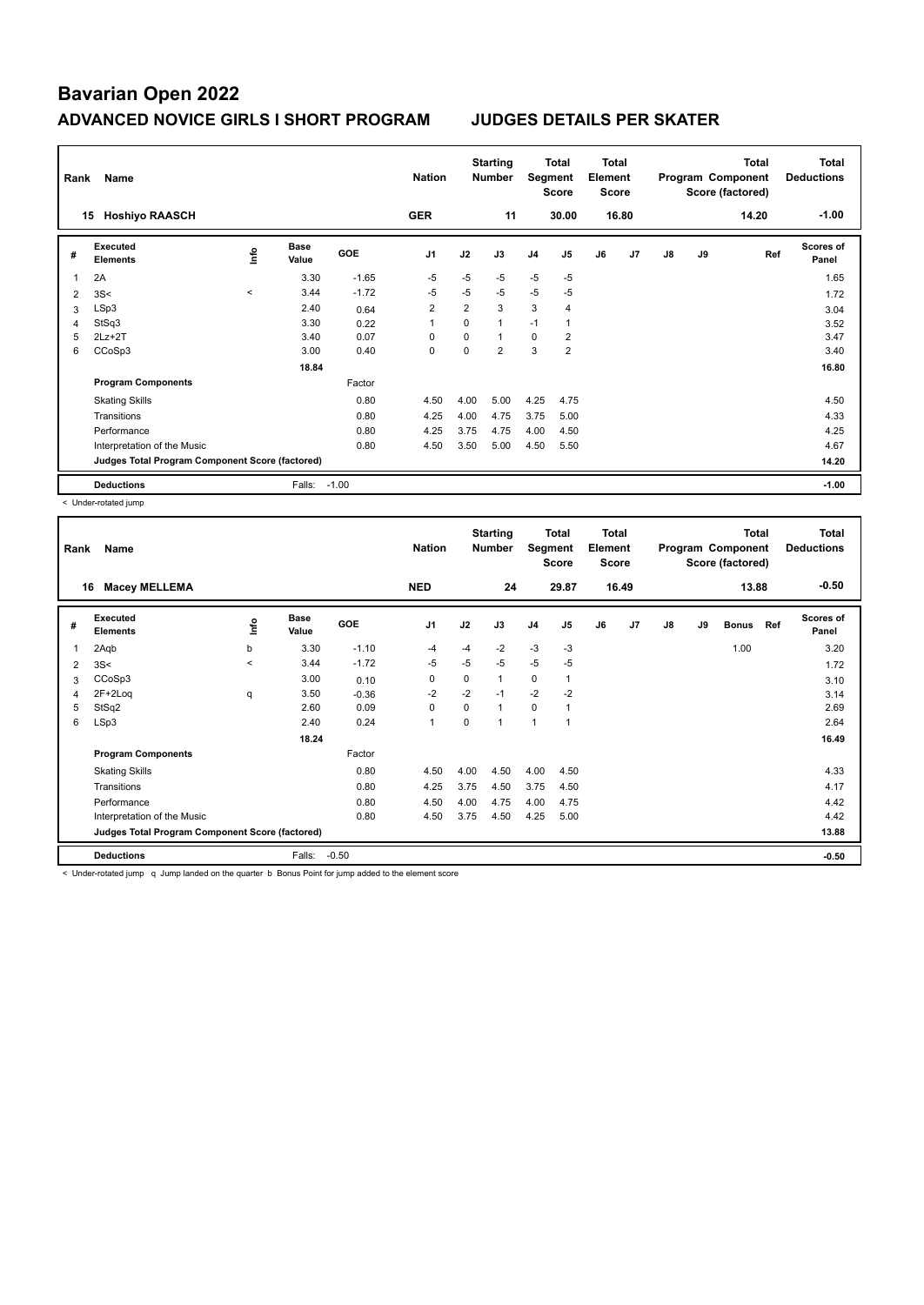# Bavarian Open 2022

## ADVANCED NOVICE GIRLS I SHORT PROGRAM — JUDGES DETAILS PER SKATER

| Rank | Name | Nation | Starting Number | Total Segment Score | Total Element Score | Total Program Component Score (factored) | Total Deductions |
|---|---|---|---|---|---|---|---|
| 15 | Hoshiyo RAASCH | GER | 11 | 30.00 | 16.80 | 14.20 | -1.00 |

| # | Executed Elements | Info | Base Value | GOE | J1 | J2 | J3 | J4 | J5 | J6 | J7 | J8 | J9 | Ref | Scores of Panel |
|---|---|---|---|---|---|---|---|---|---|---|---|---|---|---|---|
| 1 | 2A | | 3.30 | -1.65 | -5 | -5 | -5 | -5 | -5 | | | | | | 1.65 |
| 2 | 3S< | < | 3.44 | -1.72 | -5 | -5 | -5 | -5 | -5 | | | | | | 1.72 |
| 3 | LSp3 | | 2.40 | 0.64 | 2 | 2 | 3 | 3 | 4 | | | | | | 3.04 |
| 4 | StSq3 | | 3.30 | 0.22 | 1 | 0 | 1 | -1 | 1 | | | | | | 3.52 |
| 5 | 2Lz+2T | | 3.40 | 0.07 | 0 | 0 | 1 | 0 | 2 | | | | | | 3.47 |
| 6 | CCoSp3 | | 3.00 | 0.40 | 0 | 0 | 2 | 3 | 2 | | | | | | 3.40 |
| | | | 18.84 | | | | | | | | | | | | 16.80 |
| | **Program Components** | | | Factor | | | | | | | | | | | |
| | Skating Skills | | | 0.80 | 4.50 | 4.00 | 5.00 | 4.25 | 4.75 | | | | | | 4.50 |
| | Transitions | | | 0.80 | 4.25 | 4.00 | 4.75 | 3.75 | 5.00 | | | | | | 4.33 |
| | Performance | | | 0.80 | 4.25 | 3.75 | 4.75 | 4.00 | 4.50 | | | | | | 4.25 |
| | Interpretation of the Music | | | 0.80 | 4.50 | 3.50 | 5.00 | 4.50 | 5.50 | | | | | | 4.67 |
| | **Judges Total Program Component Score (factored)** | | | | | | | | | | | | | | 14.20 |
| | **Deductions** | | Falls: | -1.00 | | | | | | | | | | | -1.00 |

< Under-rotated jump

| Rank | Name | Nation | Starting Number | Total Segment Score | Total Element Score | Total Program Component Score (factored) | Total Deductions |
|---|---|---|---|---|---|---|---|
| 16 | Macey MELLEMA | NED | 24 | 29.87 | 16.49 | 13.88 | -0.50 |

| # | Executed Elements | Info | Base Value | GOE | J1 | J2 | J3 | J4 | J5 | J6 | J7 | J8 | J9 | Bonus | Ref | Scores of Panel |
|---|---|---|---|---|---|---|---|---|---|---|---|---|---|---|---|---|
| 1 | 2Aqb | b | 3.30 | -1.10 | -4 | -4 | -2 | -3 | -3 | | | | | 1.00 | | 3.20 |
| 2 | 3S< | < | 3.44 | -1.72 | -5 | -5 | -5 | -5 | -5 | | | | | | | 1.72 |
| 3 | CCoSp3 | | 3.00 | 0.10 | 0 | 0 | 1 | 0 | 1 | | | | | | | 3.10 |
| 4 | 2F+2Loq | q | 3.50 | -0.36 | -2 | -2 | -1 | -2 | -2 | | | | | | | 3.14 |
| 5 | StSq2 | | 2.60 | 0.09 | 0 | 0 | 1 | 0 | 1 | | | | | | | 2.69 |
| 6 | LSp3 | | 2.40 | 0.24 | 1 | 0 | 1 | 1 | 1 | | | | | | | 2.64 |
| | | | 18.24 | | | | | | | | | | | | | 16.49 |
| | **Program Components** | | | Factor | | | | | | | | | | | | |
| | Skating Skills | | | 0.80 | 4.50 | 4.00 | 4.50 | 4.00 | 4.50 | | | | | | | 4.33 |
| | Transitions | | | 0.80 | 4.25 | 3.75 | 4.50 | 3.75 | 4.50 | | | | | | | 4.17 |
| | Performance | | | 0.80 | 4.50 | 4.00 | 4.75 | 4.00 | 4.75 | | | | | | | 4.42 |
| | Interpretation of the Music | | | 0.80 | 4.50 | 3.75 | 4.50 | 4.25 | 5.00 | | | | | | | 4.42 |
| | **Judges Total Program Component Score (factored)** | | | | | | | | | | | | | | | 13.88 |
| | **Deductions** | | Falls: | -0.50 | | | | | | | | | | | | -0.50 |

< Under-rotated jump q Jump landed on the quarter b Bonus Point for jump added to the element score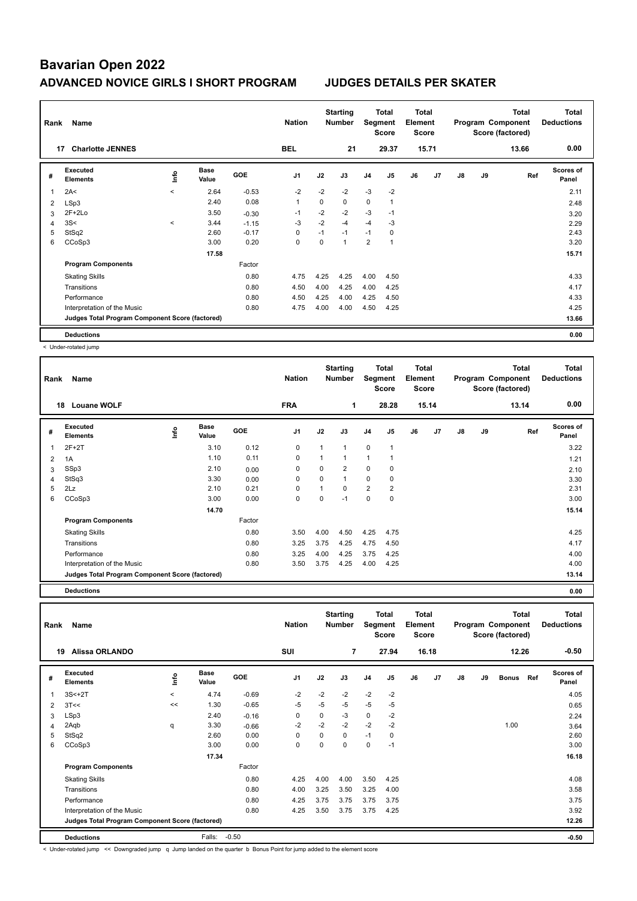# Bavarian Open 2022

## ADVANCED NOVICE GIRLS I SHORT PROGRAM — JUDGES DETAILS PER SKATER

| Rank | Name | Nation | Starting Number | Total Segment Score | Total Element Score | Total Program Component Score (factored) | Total Deductions |
|---|---|---|---|---|---|---|---|
| 17 | Charlotte JENNES | BEL | 21 | 29.37 | 15.71 | 13.66 | 0.00 |

| # | Executed Elements | Info | Base Value | GOE | J1 | J2 | J3 | J4 | J5 | J6 | J7 | J8 | J9 | Ref | Scores of Panel |
|---|---|---|---|---|---|---|---|---|---|---|---|---|---|---|---|
| 1 | 2A< | < | 2.64 | -0.53 | -2 | -2 | -2 | -3 | -2 | | | | | | 2.11 |
| 2 | LSp3 | | 2.40 | 0.08 | 1 | 0 | 0 | 0 | 1 | | | | | | 2.48 |
| 3 | 2F+2Lo | | 3.50 | -0.30 | -1 | -2 | -2 | -3 | -1 | | | | | | 3.20 |
| 4 | 3S< | < | 3.44 | -1.15 | -3 | -2 | -4 | -4 | -3 | | | | | | 2.29 |
| 5 | StSq2 | | 2.60 | -0.17 | 0 | -1 | -1 | -1 | 0 | | | | | | 2.43 |
| 6 | CCoSp3 | | 3.00 | 0.20 | 0 | 0 | 1 | 2 | 1 | | | | | | 3.20 |
| | | | 17.58 | | | | | | | | | | | | 15.71 |
| | **Program Components** | | | Factor | | | | | | | | | | | |
| | Skating Skills | | | 0.80 | 4.75 | 4.25 | 4.25 | 4.00 | 4.50 | | | | | | 4.33 |
| | Transitions | | | 0.80 | 4.50 | 4.00 | 4.25 | 4.00 | 4.25 | | | | | | 4.17 |
| | Performance | | | 0.80 | 4.50 | 4.25 | 4.00 | 4.25 | 4.50 | | | | | | 4.33 |
| | Interpretation of the Music | | | 0.80 | 4.75 | 4.00 | 4.00 | 4.50 | 4.25 | | | | | | 4.25 |
| | **Judges Total Program Component Score (factored)** | | | | | | | | | | | | | | 13.66 |
| | **Deductions** | | | | | | | | | | | | | | 0.00 |

< Under-rotated jump

| Rank | Name | Nation | Starting Number | Total Segment Score | Total Element Score | Total Program Component Score (factored) | Total Deductions |
|---|---|---|---|---|---|---|---|
| 18 | Louane WOLF | FRA | 1 | 28.28 | 15.14 | 13.14 | 0.00 |

| # | Executed Elements | Info | Base Value | GOE | J1 | J2 | J3 | J4 | J5 | J6 | J7 | J8 | J9 | Ref | Scores of Panel |
|---|---|---|---|---|---|---|---|---|---|---|---|---|---|---|---|
| 1 | 2F+2T | | 3.10 | 0.12 | 0 | 1 | 1 | 0 | 1 | | | | | | 3.22 |
| 2 | 1A | | 1.10 | 0.11 | 0 | 1 | 1 | 1 | 1 | | | | | | 1.21 |
| 3 | SSp3 | | 2.10 | 0.00 | 0 | 0 | 2 | 0 | 0 | | | | | | 2.10 |
| 4 | StSq3 | | 3.30 | 0.00 | 0 | 0 | 1 | 0 | 0 | | | | | | 3.30 |
| 5 | 2Lz | | 2.10 | 0.21 | 0 | 1 | 0 | 2 | 2 | | | | | | 2.31 |
| 6 | CCoSp3 | | 3.00 | 0.00 | 0 | 0 | -1 | 0 | 0 | | | | | | 3.00 |
| | | | 14.70 | | | | | | | | | | | | 15.14 |
| | **Program Components** | | | Factor | | | | | | | | | | | |
| | Skating Skills | | | 0.80 | 3.50 | 4.00 | 4.50 | 4.25 | 4.75 | | | | | | 4.25 |
| | Transitions | | | 0.80 | 3.25 | 3.75 | 4.25 | 4.75 | 4.50 | | | | | | 4.17 |
| | Performance | | | 0.80 | 3.25 | 4.00 | 4.25 | 3.75 | 4.25 | | | | | | 4.00 |
| | Interpretation of the Music | | | 0.80 | 3.50 | 3.75 | 4.25 | 4.00 | 4.25 | | | | | | 4.00 |
| | **Judges Total Program Component Score (factored)** | | | | | | | | | | | | | | 13.14 |
| | **Deductions** | | | | | | | | | | | | | | 0.00 |

| Rank | Name | Nation | Starting Number | Total Segment Score | Total Element Score | Total Program Component Score (factored) | Total Deductions |
|---|---|---|---|---|---|---|---|
| 19 | Alissa ORLANDO | SUI | 7 | 27.94 | 16.18 | 12.26 | -0.50 |

| # | Executed Elements | Info | Base Value | GOE | J1 | J2 | J3 | J4 | J5 | J6 | J7 | J8 | J9 | Bonus | Ref | Scores of Panel |
|---|---|---|---|---|---|---|---|---|---|---|---|---|---|---|---|---|
| 1 | 3S<+2T | < | 4.74 | -0.69 | -2 | -2 | -2 | -2 | -2 | | | | | | | 4.05 |
| 2 | 3T<< | << | 1.30 | -0.65 | -5 | -5 | -5 | -5 | -5 | | | | | | | 0.65 |
| 3 | LSp3 | | 2.40 | -0.16 | 0 | 0 | -3 | 0 | -2 | | | | | | | 2.24 |
| 4 | 2Aqb | q | 3.30 | -0.66 | -2 | -2 | -2 | -2 | -2 | | | | | 1.00 | | 3.64 |
| 5 | StSq2 | | 2.60 | 0.00 | 0 | 0 | 0 | -1 | 0 | | | | | | | 2.60 |
| 6 | CCoSp3 | | 3.00 | 0.00 | 0 | 0 | 0 | 0 | -1 | | | | | | | 3.00 |
| | | | 17.34 | | | | | | | | | | | | | 16.18 |
| | **Program Components** | | | Factor | | | | | | | | | | | | |
| | Skating Skills | | | 0.80 | 4.25 | 4.00 | 4.00 | 3.50 | 4.25 | | | | | | | 4.08 |
| | Transitions | | | 0.80 | 4.00 | 3.25 | 3.50 | 3.25 | 4.00 | | | | | | | 3.58 |
| | Performance | | | 0.80 | 4.25 | 3.75 | 3.75 | 3.75 | 3.75 | | | | | | | 3.75 |
| | Interpretation of the Music | | | 0.80 | 4.25 | 3.50 | 3.75 | 3.75 | 4.25 | | | | | | | 3.92 |
| | **Judges Total Program Component Score (factored)** | | | | | | | | | | | | | | | 12.26 |
| | **Deductions** | | Falls: | -0.50 | | | | | | | | | | | | -0.50 |

< Under-rotated jump << Downgraded jump q Jump landed on the quarter b Bonus Point for jump added to the element score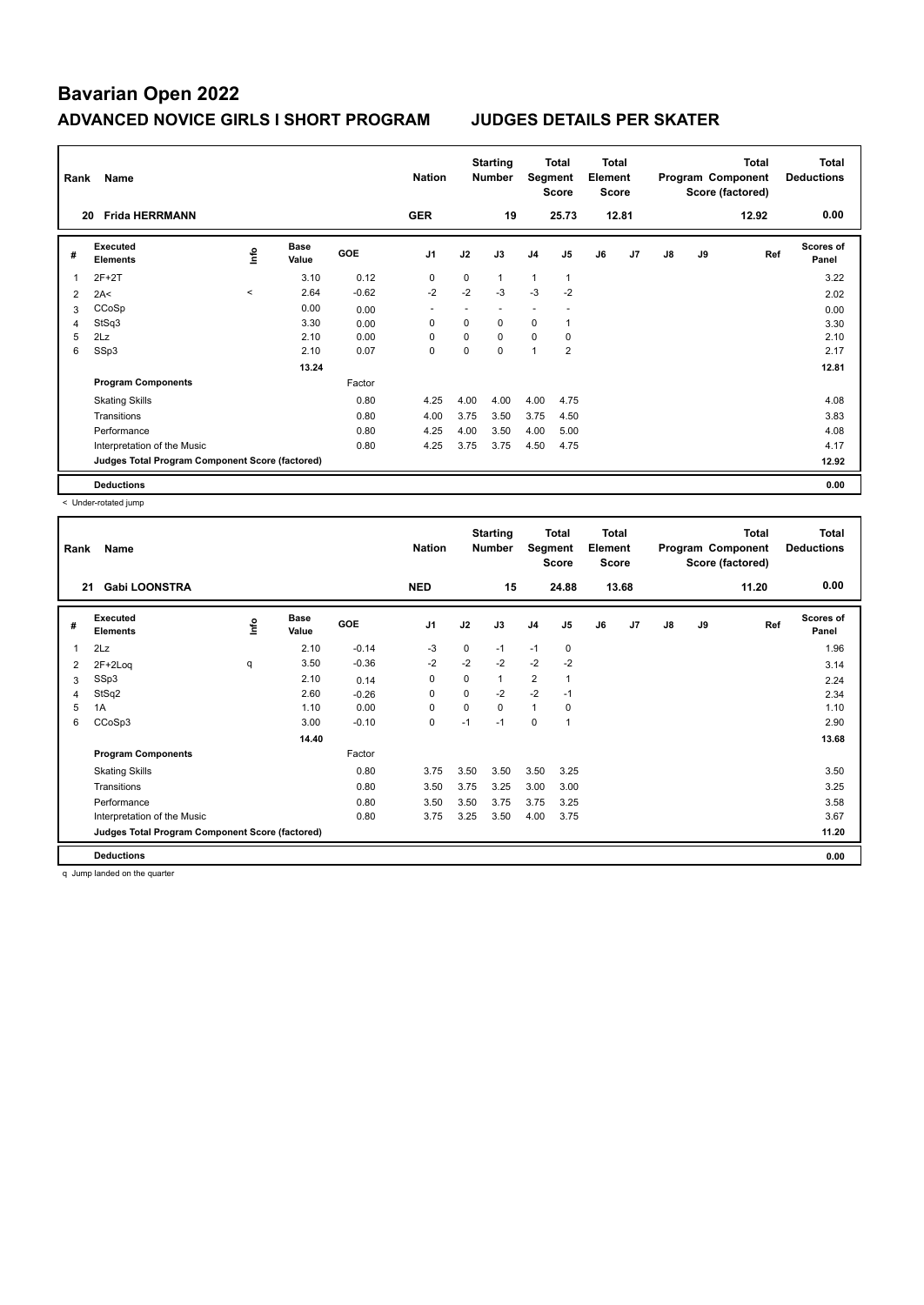# Bavarian Open 2022

## ADVANCED NOVICE GIRLS I SHORT PROGRAM — JUDGES DETAILS PER SKATER

| Rank | Name | Nation | Starting Number | Total Segment Score | Total Element Score | Total Program Component Score (factored) | Total Deductions |
|---|---|---|---|---|---|---|---|
| 20 | Frida HERRMANN | GER | 19 | 25.73 | 12.81 | 12.92 | 0.00 |

| # | Executed Elements | Info | Base Value | GOE | J1 | J2 | J3 | J4 | J5 | J6 | J7 | J8 | J9 | Ref | Scores of Panel |
|---|---|---|---|---|---|---|---|---|---|---|---|---|---|---|---|
| 1 | 2F+2T | | 3.10 | 0.12 | 0 | 0 | 1 | 1 | 1 | | | | | | 3.22 |
| 2 | 2A< | < | 2.64 | -0.62 | -2 | -2 | -3 | -3 | -2 | | | | | | 2.02 |
| 3 | CCoSp | | 0.00 | 0.00 | - | - | - | - | - | | | | | | 0.00 |
| 4 | StSq3 | | 3.30 | 0.00 | 0 | 0 | 0 | 0 | 1 | | | | | | 3.30 |
| 5 | 2Lz | | 2.10 | 0.00 | 0 | 0 | 0 | 0 | 0 | | | | | | 2.10 |
| 6 | SSp3 | | 2.10 | 0.07 | 0 | 0 | 0 | 1 | 2 | | | | | | 2.17 |
| | | | 13.24 | | | | | | | | | | | | 12.81 |
| | **Program Components** | | | Factor | | | | | | | | | | | |
| | Skating Skills | | | 0.80 | 4.25 | 4.00 | 4.00 | 4.00 | 4.75 | | | | | | 4.08 |
| | Transitions | | | 0.80 | 4.00 | 3.75 | 3.50 | 3.75 | 4.50 | | | | | | 3.83 |
| | Performance | | | 0.80 | 4.25 | 4.00 | 3.50 | 4.00 | 5.00 | | | | | | 4.08 |
| | Interpretation of the Music | | | 0.80 | 4.25 | 3.75 | 3.75 | 4.50 | 4.75 | | | | | | 4.17 |
| | **Judges Total Program Component Score (factored)** | | | | | | | | | | | | | | 12.92 |
| | **Deductions** | | | | | | | | | | | | | | 0.00 |

< Under-rotated jump

| Rank | Name | Nation | Starting Number | Total Segment Score | Total Element Score | Total Program Component Score (factored) | Total Deductions |
|---|---|---|---|---|---|---|---|
| 21 | Gabi LOONSTRA | NED | 15 | 24.88 | 13.68 | 11.20 | 0.00 |

| # | Executed Elements | Info | Base Value | GOE | J1 | J2 | J3 | J4 | J5 | J6 | J7 | J8 | J9 | Ref | Scores of Panel |
|---|---|---|---|---|---|---|---|---|---|---|---|---|---|---|---|
| 1 | 2Lz | | 2.10 | -0.14 | -3 | 0 | -1 | -1 | 0 | | | | | | 1.96 |
| 2 | 2F+2Loq | q | 3.50 | -0.36 | -2 | -2 | -2 | -2 | -2 | | | | | | 3.14 |
| 3 | SSp3 | | 2.10 | 0.14 | 0 | 0 | 1 | 2 | 1 | | | | | | 2.24 |
| 4 | StSq2 | | 2.60 | -0.26 | 0 | 0 | -2 | -2 | -1 | | | | | | 2.34 |
| 5 | 1A | | 1.10 | 0.00 | 0 | 0 | 0 | 1 | 0 | | | | | | 1.10 |
| 6 | CCoSp3 | | 3.00 | -0.10 | 0 | -1 | -1 | 0 | 1 | | | | | | 2.90 |
| | | | 14.40 | | | | | | | | | | | | 13.68 |
| | **Program Components** | | | Factor | | | | | | | | | | | |
| | Skating Skills | | | 0.80 | 3.75 | 3.50 | 3.50 | 3.50 | 3.25 | | | | | | 3.50 |
| | Transitions | | | 0.80 | 3.50 | 3.75 | 3.25 | 3.00 | 3.00 | | | | | | 3.25 |
| | Performance | | | 0.80 | 3.50 | 3.50 | 3.75 | 3.75 | 3.25 | | | | | | 3.58 |
| | Interpretation of the Music | | | 0.80 | 3.75 | 3.25 | 3.50 | 4.00 | 3.75 | | | | | | 3.67 |
| | **Judges Total Program Component Score (factored)** | | | | | | | | | | | | | | 11.20 |
| | **Deductions** | | | | | | | | | | | | | | 0.00 |

q Jump landed on the quarter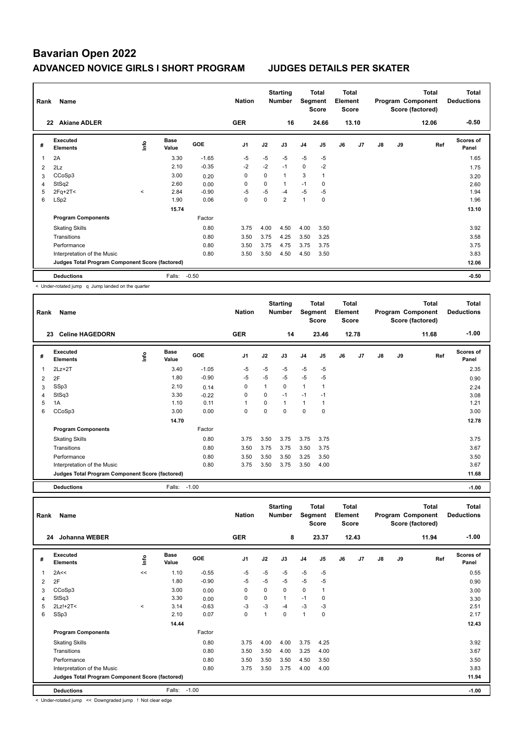# Bavarian Open 2022

## ADVANCED NOVICE GIRLS I SHORT PROGRAM — JUDGES DETAILS PER SKATER

| Rank | Name | Nation | Starting Number | Total Segment Score | Total Element Score | Total Program Component Score (factored) | Total Deductions |
|---|---|---|---|---|---|---|---|
| 22 | Akiane ADLER | GER | 16 | 24.66 | 13.10 | 12.06 | -0.50 |

| # | Executed Elements | Info | Base Value | GOE | J1 | J2 | J3 | J4 | J5 | J6 | J7 | J8 | J9 | Ref | Scores of Panel |
|---|---|---|---|---|---|---|---|---|---|---|---|---|---|---|---|
| 1 | 2A | | 3.30 | -1.65 | -5 | -5 | -5 | -5 | -5 | | | | | | 1.65 |
| 2 | 2Lz | | 2.10 | -0.35 | -2 | -2 | -1 | 0 | -2 | | | | | | 1.75 |
| 3 | CCoSp3 | | 3.00 | 0.20 | 0 | 0 | 1 | 3 | 1 | | | | | | 3.20 |
| 4 | StSq2 | | 2.60 | 0.00 | 0 | 0 | 1 | -1 | 0 | | | | | | 2.60 |
| 5 | 2Fq+2T< | < | 2.84 | -0.90 | -5 | -5 | -4 | -5 | -5 | | | | | | 1.94 |
| 6 | LSp2 | | 1.90 | 0.06 | 0 | 0 | 2 | 1 | 0 | | | | | | 1.96 |
| | | | 15.74 | | | | | | | | | | | | 13.10 |
| | **Program Components** | | | Factor | | | | | | | | | | | |
| | Skating Skills | | | 0.80 | 3.75 | 4.00 | 4.50 | 4.00 | 3.50 | | | | | | 3.92 |
| | Transitions | | | 0.80 | 3.50 | 3.75 | 4.25 | 3.50 | 3.25 | | | | | | 3.58 |
| | Performance | | | 0.80 | 3.50 | 3.75 | 4.75 | 3.75 | 3.75 | | | | | | 3.75 |
| | Interpretation of the Music | | | 0.80 | 3.50 | 3.50 | 4.50 | 4.50 | 3.50 | | | | | | 3.83 |
| | **Judges Total Program Component Score (factored)** | | | | | | | | | | | | | | 12.06 |
| | **Deductions** | | Falls: | -0.50 | | | | | | | | | | | -0.50 |

< Under-rotated jump q Jump landed on the quarter

| Rank | Name | Nation | Starting Number | Total Segment Score | Total Element Score | Total Program Component Score (factored) | Total Deductions |
|---|---|---|---|---|---|---|---|
| 23 | Celine HAGEDORN | GER | 14 | 23.46 | 12.78 | 11.68 | -1.00 |

| # | Executed Elements | Info | Base Value | GOE | J1 | J2 | J3 | J4 | J5 | J6 | J7 | J8 | J9 | Ref | Scores of Panel |
|---|---|---|---|---|---|---|---|---|---|---|---|---|---|---|---|
| 1 | 2Lz+2T | | 3.40 | -1.05 | -5 | -5 | -5 | -5 | -5 | | | | | | 2.35 |
| 2 | 2F | | 1.80 | -0.90 | -5 | -5 | -5 | -5 | -5 | | | | | | 0.90 |
| 3 | SSp3 | | 2.10 | 0.14 | 0 | 1 | 0 | 1 | 1 | | | | | | 2.24 |
| 4 | StSq3 | | 3.30 | -0.22 | 0 | 0 | -1 | -1 | -1 | | | | | | 3.08 |
| 5 | 1A | | 1.10 | 0.11 | 1 | 0 | 1 | 1 | 1 | | | | | | 1.21 |
| 6 | CCoSp3 | | 3.00 | 0.00 | 0 | 0 | 0 | 0 | 0 | | | | | | 3.00 |
| | | | 14.70 | | | | | | | | | | | | 12.78 |
| | **Program Components** | | | Factor | | | | | | | | | | | |
| | Skating Skills | | | 0.80 | 3.75 | 3.50 | 3.75 | 3.75 | 3.75 | | | | | | 3.75 |
| | Transitions | | | 0.80 | 3.50 | 3.75 | 3.75 | 3.50 | 3.75 | | | | | | 3.67 |
| | Performance | | | 0.80 | 3.50 | 3.50 | 3.50 | 3.25 | 3.50 | | | | | | 3.50 |
| | Interpretation of the Music | | | 0.80 | 3.75 | 3.50 | 3.75 | 3.50 | 4.00 | | | | | | 3.67 |
| | **Judges Total Program Component Score (factored)** | | | | | | | | | | | | | | 11.68 |
| | **Deductions** | | Falls: | -1.00 | | | | | | | | | | | -1.00 |

| Rank | Name | Nation | Starting Number | Total Segment Score | Total Element Score | Total Program Component Score (factored) | Total Deductions |
|---|---|---|---|---|---|---|---|
| 24 | Johanna WEBER | GER | 8 | 23.37 | 12.43 | 11.94 | -1.00 |

| # | Executed Elements | Info | Base Value | GOE | J1 | J2 | J3 | J4 | J5 | J6 | J7 | J8 | J9 | Ref | Scores of Panel |
|---|---|---|---|---|---|---|---|---|---|---|---|---|---|---|---|
| 1 | 2A<< | << | 1.10 | -0.55 | -5 | -5 | -5 | -5 | -5 | | | | | | 0.55 |
| 2 | 2F | | 1.80 | -0.90 | -5 | -5 | -5 | -5 | -5 | | | | | | 0.90 |
| 3 | CCoSp3 | | 3.00 | 0.00 | 0 | 0 | 0 | 0 | 1 | | | | | | 3.00 |
| 4 | StSq3 | | 3.30 | 0.00 | 0 | 0 | 1 | -1 | 0 | | | | | | 3.30 |
| 5 | 2Lz!+2T< | < | 3.14 | -0.63 | -3 | -3 | -4 | -3 | -3 | | | | | | 2.51 |
| 6 | SSp3 | | 2.10 | 0.07 | 0 | 1 | 0 | 1 | 0 | | | | | | 2.17 |
| | | | 14.44 | | | | | | | | | | | | 12.43 |
| | **Program Components** | | | Factor | | | | | | | | | | | |
| | Skating Skills | | | 0.80 | 3.75 | 4.00 | 4.00 | 3.75 | 4.25 | | | | | | 3.92 |
| | Transitions | | | 0.80 | 3.50 | 3.50 | 4.00 | 3.25 | 4.00 | | | | | | 3.67 |
| | Performance | | | 0.80 | 3.50 | 3.50 | 3.50 | 4.50 | 3.50 | | | | | | 3.50 |
| | Interpretation of the Music | | | 0.80 | 3.75 | 3.50 | 3.75 | 4.00 | 4.00 | | | | | | 3.83 |
| | **Judges Total Program Component Score (factored)** | | | | | | | | | | | | | | 11.94 |
| | **Deductions** | | Falls: | -1.00 | | | | | | | | | | | -1.00 |

< Under-rotated jump << Downgraded jump ! Not clear edge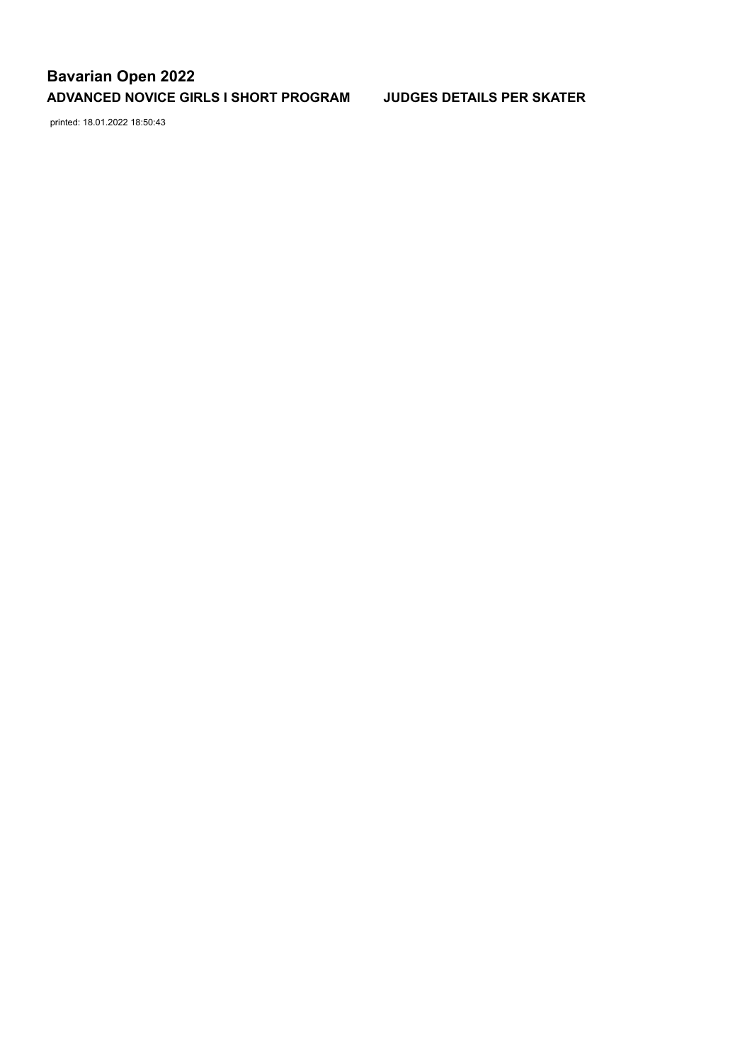# Bavarian Open 2022

**ADVANCED NOVICE GIRLS I SHORT PROGRAM JUDGES DETAILS PER SKATER**

printed: 18.01.2022 18:50:43